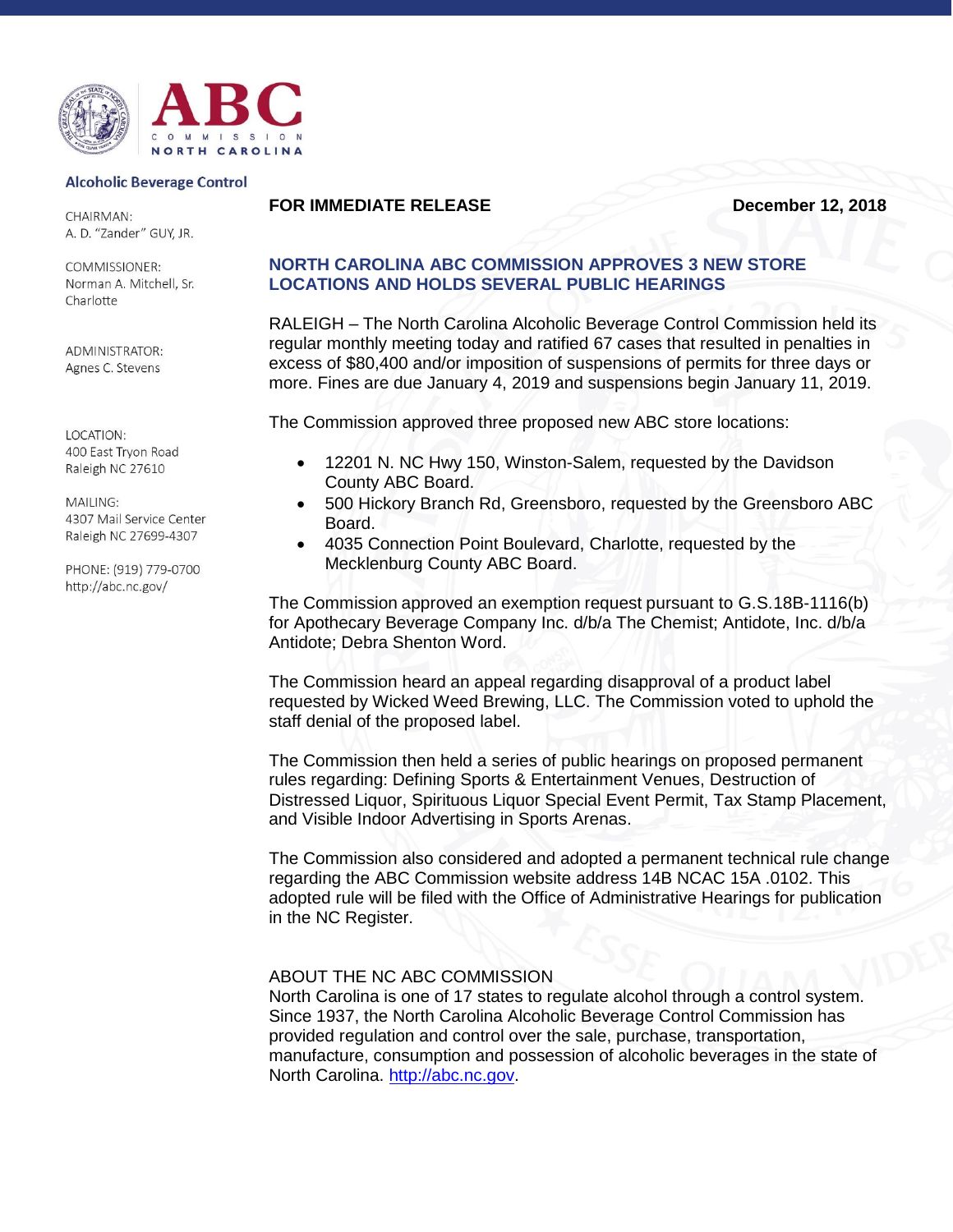# ABC COMMISSION NORTH CAROLINA

**Alcoholic Beverage Control**

CHAIRMAN:
A. D. "Zander" GUY, JR.

COMMISSIONER:
Norman A. Mitchell, Sr.
Charlotte

ADMINISTRATOR:
Agnes C. Stevens

LOCATION:
400 East Tryon Road
Raleigh NC 27610

MAILING:
4307 Mail Service Center
Raleigh NC 27699-4307

PHONE: (919) 779-0700
http://abc.nc.gov/

**FOR IMMEDIATE RELEASE** **December 12, 2018**

## NORTH CAROLINA ABC COMMISSION APPROVES 3 NEW STORE LOCATIONS AND HOLDS SEVERAL PUBLIC HEARINGS

RALEIGH – The North Carolina Alcoholic Beverage Control Commission held its regular monthly meeting today and ratified 67 cases that resulted in penalties in excess of $80,400 and/or imposition of suspensions of permits for three days or more. Fines are due January 4, 2019 and suspensions begin January 11, 2019.

The Commission approved three proposed new ABC store locations:

- 12201 N. NC Hwy 150, Winston-Salem, requested by the Davidson County ABC Board.
- 500 Hickory Branch Rd, Greensboro, requested by the Greensboro ABC Board.
- 4035 Connection Point Boulevard, Charlotte, requested by the Mecklenburg County ABC Board.

The Commission approved an exemption request pursuant to G.S.18B-1116(b) for Apothecary Beverage Company Inc. d/b/a The Chemist; Antidote, Inc. d/b/a Antidote; Debra Shenton Word.

The Commission heard an appeal regarding disapproval of a product label requested by Wicked Weed Brewing, LLC. The Commission voted to uphold the staff denial of the proposed label.

The Commission then held a series of public hearings on proposed permanent rules regarding: Defining Sports & Entertainment Venues, Destruction of Distressed Liquor, Spirituous Liquor Special Event Permit, Tax Stamp Placement, and Visible Indoor Advertising in Sports Arenas.

The Commission also considered and adopted a permanent technical rule change regarding the ABC Commission website address 14B NCAC 15A .0102. This adopted rule will be filed with the Office of Administrative Hearings for publication in the NC Register.

ABOUT THE NC ABC COMMISSION
North Carolina is one of 17 states to regulate alcohol through a control system. Since 1937, the North Carolina Alcoholic Beverage Control Commission has provided regulation and control over the sale, purchase, transportation, manufacture, consumption and possession of alcoholic beverages in the state of North Carolina. http://abc.nc.gov.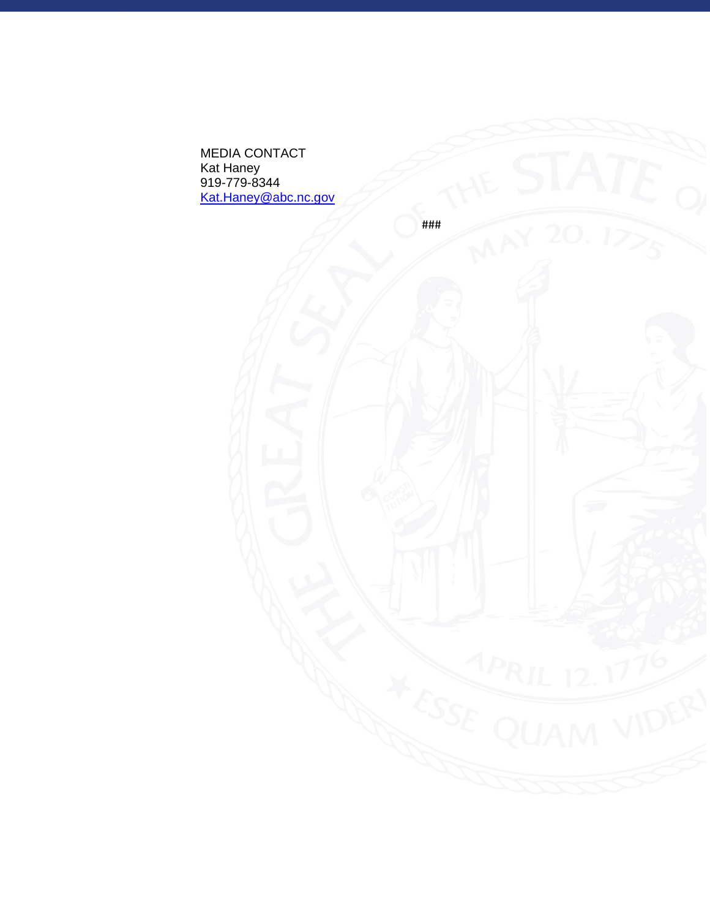MEDIA CONTACT
Kat Haney
919-779-8344
Kat.Haney@abc.nc.gov

###